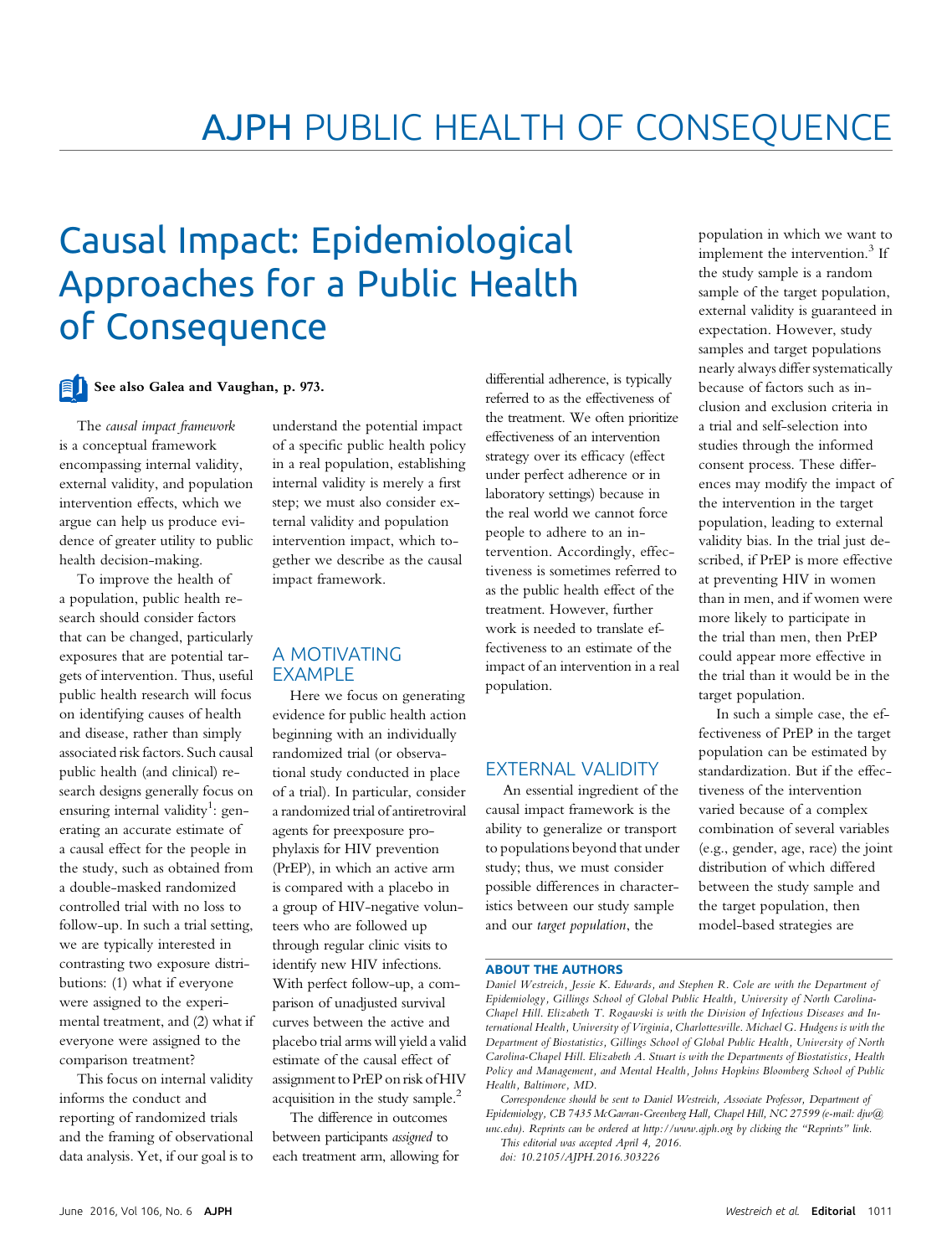# Causal Impact: Epidemiological Approaches for a Public Health of Consequence

**See also Galea and Vaughan, p. 973.**

The *causal impact framework* is a conceptual framework encompassing internal validity, external validity, and population intervention effects, which we argue can help us produce evidence of greater utility to public health decision-making.

To improve the health of a population, public health research should consider factors that can be changed, particularly exposures that are potential targets of intervention. Thus, useful public health research will focus on identifying causes of health and disease, rather than simply associated risk factors. Such causal public health (and clinical) research designs generally focus on ensuring internal validity[1]: generating an accurate estimate of a causal effect for the people in the study, such as obtained from a double-masked randomized controlled trial with no loss to follow-up. In such a trial setting, we are typically interested in contrasting two exposure distributions: (1) what if everyone were assigned to the experimental treatment, and (2) what if everyone were assigned to the comparison treatment?

This focus on internal validity informs the conduct and reporting of randomized trials and the framing of observational data analysis. Yet, if our goal is to understand the potential impact of a specific public health policy in a real population, establishing internal validity is merely a first step; we must also consider external validity and population intervention impact, which together we describe as the causal impact framework.

## A MOTIVATING EXAMPLE

Here we focus on generating evidence for public health action beginning with an individually randomized trial (or observational study conducted in place of a trial). In particular, consider a randomized trial of antiretroviral agents for preexposure prophylaxis for HIV prevention (PrEP), in which an active arm is compared with a placebo in a group of HIV-negative volunteers who are followed up through regular clinic visits to identify new HIV infections. With perfect follow-up, a comparison of unadjusted survival curves between the active and placebo trial arms will yield a valid estimate of the causal effect of assignment to PrEP on risk of HIV acquisition in the study sample.[2]

The difference in outcomes between participants *assigned* to each treatment arm, allowing for differential adherence, is typically referred to as the effectiveness of the treatment. We often prioritize effectiveness of an intervention strategy over its efficacy (effect under perfect adherence or in laboratory settings) because in the real world we cannot force people to adhere to an intervention. Accordingly, effectiveness is sometimes referred to as the public health effect of the treatment. However, further work is needed to translate effectiveness to an estimate of the impact of an intervention in a real population.

## EXTERNAL VALIDITY

An essential ingredient of the causal impact framework is the ability to generalize or transport to populations beyond that under study; thus, we must consider possible differences in characteristics between our study sample and our *target population*, the population in which we want to implement the intervention.[3] If the study sample is a random sample of the target population, external validity is guaranteed in expectation. However, study samples and target populations nearly always differ systematically because of factors such as inclusion and exclusion criteria in a trial and self-selection into studies through the informed consent process. These differences may modify the impact of the intervention in the target population, leading to external validity bias. In the trial just described, if PrEP is more effective at preventing HIV in women than in men, and if women were more likely to participate in the trial than men, then PrEP could appear more effective in the trial than it would be in the target population.

In such a simple case, the effectiveness of PrEP in the target population can be estimated by standardization. But if the effectiveness of the intervention varied because of a complex combination of several variables (e.g., gender, age, race) the joint distribution of which differed between the study sample and the target population, then model-based strategies are

### ABOUT THE AUTHORS

*Daniel Westreich, Jessie K. Edwards, and Stephen R. Cole are with the Department of Epidemiology, Gillings School of Global Public Health, University of North Carolina-Chapel Hill. Elizabeth T. Rogawski is with the Division of Infectious Diseases and International Health, University of Virginia, Charlottesville. Michael G. Hudgens is with the Department of Biostatistics, Gillings School of Global Public Health, University of North Carolina-Chapel Hill. Elizabeth A. Stuart is with the Departments of Biostatistics, Health Policy and Management, and Mental Health, Johns Hopkins Bloomberg School of Public Health, Baltimore, MD.*

*Correspondence should be sent to Daniel Westreich, Associate Professor, Department of Epidemiology, CB 7435 McGavran-Greenberg Hall, Chapel Hill, NC 27599 (e-mail: djw@unc.edu). Reprints can be ordered at http://www.ajph.org by clicking the "Reprints" link.*

*This editorial was accepted April 4, 2016.*

*doi: 10.2105/AJPH.2016.303226*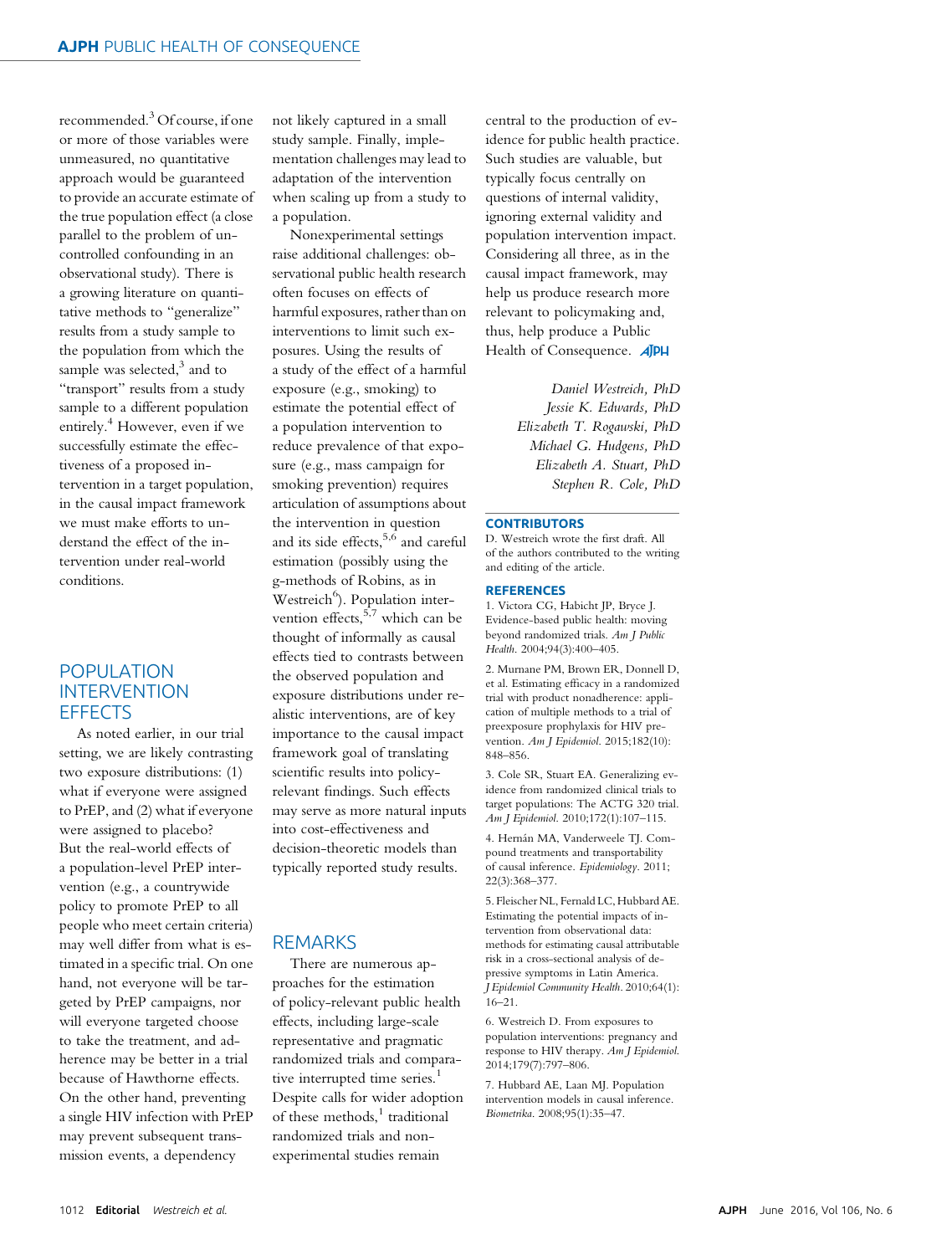recommended.[3] Of course, if one or more of those variables were unmeasured, no quantitative approach would be guaranteed to provide an accurate estimate of the true population effect (a close parallel to the problem of uncontrolled confounding in an observational study). There is a growing literature on quantitative methods to "generalize" results from a study sample to the population from which the sample was selected,[3] and to "transport" results from a study sample to a different population entirely.[4] However, even if we successfully estimate the effectiveness of a proposed intervention in a target population, in the causal impact framework we must make efforts to understand the effect of the intervention under real-world conditions.

## POPULATION INTERVENTION EFFECTS

As noted earlier, in our trial setting, we are likely contrasting two exposure distributions: (1) what if everyone were assigned to PrEP, and (2) what if everyone were assigned to placebo? But the real-world effects of a population-level PrEP intervention (e.g., a countrywide policy to promote PrEP to all people who meet certain criteria) may well differ from what is estimated in a specific trial. On one hand, not everyone will be targeted by PrEP campaigns, nor will everyone targeted choose to take the treatment, and adherence may be better in a trial because of Hawthorne effects. On the other hand, preventing a single HIV infection with PrEP may prevent subsequent transmission events, a dependency not likely captured in a small study sample. Finally, implementation challenges may lead to adaptation of the intervention when scaling up from a study to a population.

Nonexperimental settings raise additional challenges: observational public health research often focuses on effects of harmful exposures, rather than on interventions to limit such exposures. Using the results of a study of the effect of a harmful exposure (e.g., smoking) to estimate the potential effect of a population intervention to reduce prevalence of that exposure (e.g., mass campaign for smoking prevention) requires articulation of assumptions about the intervention in question and its side effects,[5,6] and careful estimation (possibly using the g-methods of Robins, as in Westreich[6]). Population intervention effects,[5,7] which can be thought of informally as causal effects tied to contrasts between the observed population and exposure distributions under realistic interventions, are of key importance to the causal impact framework goal of translating scientific results into policy-relevant findings. Such effects may serve as more natural inputs into cost-effectiveness and decision-theoretic models than typically reported study results.

## REMARKS

There are numerous approaches for the estimation of policy-relevant public health effects, including large-scale representative and pragmatic randomized trials and comparative interrupted time series.[1] Despite calls for wider adoption of these methods,[1] traditional randomized trials and nonexperimental studies remain central to the production of evidence for public health practice. Such studies are valuable, but typically focus centrally on questions of internal validity, ignoring external validity and population intervention impact. Considering all three, as in the causal impact framework, may help us produce research more relevant to policymaking and, thus, help produce a Public Health of Consequence.

*Daniel Westreich, PhD*
*Jessie K. Edwards, PhD*
*Elizabeth T. Rogawski, PhD*
*Michael G. Hudgens, PhD*
*Elizabeth A. Stuart, PhD*
*Stephen R. Cole, PhD*

### CONTRIBUTORS

D. Westreich wrote the first draft. All of the authors contributed to the writing and editing of the article.

### REFERENCES

1. Victora CG, Habicht JP, Bryce J. Evidence-based public health: moving beyond randomized trials. *Am J Public Health*. 2004;94(3):400–405.

2. Murnane PM, Brown ER, Donnell D, et al. Estimating efficacy in a randomized trial with product nonadherence: application of multiple methods to a trial of preexposure prophylaxis for HIV prevention. *Am J Epidemiol*. 2015;182(10):848–856.

3. Cole SR, Stuart EA. Generalizing evidence from randomized clinical trials to target populations: The ACTG 320 trial. *Am J Epidemiol*. 2010;172(1):107–115.

4. Hernán MA, Vanderweele TJ. Compound treatments and transportability of causal inference. *Epidemiology*. 2011;22(3):368–377.

5. Fleischer NL, Fernald LC, Hubbard AE. Estimating the potential impacts of intervention from observational data: methods for estimating causal attributable risk in a cross-sectional analysis of depressive symptoms in Latin America. *J Epidemiol Community Health*. 2010;64(1):16–21.

6. Westreich D. From exposures to population interventions: pregnancy and response to HIV therapy. *Am J Epidemiol*. 2014;179(7):797–806.

7. Hubbard AE, Laan MJ. Population intervention models in causal inference. *Biometrika*. 2008;95(1):35–47.